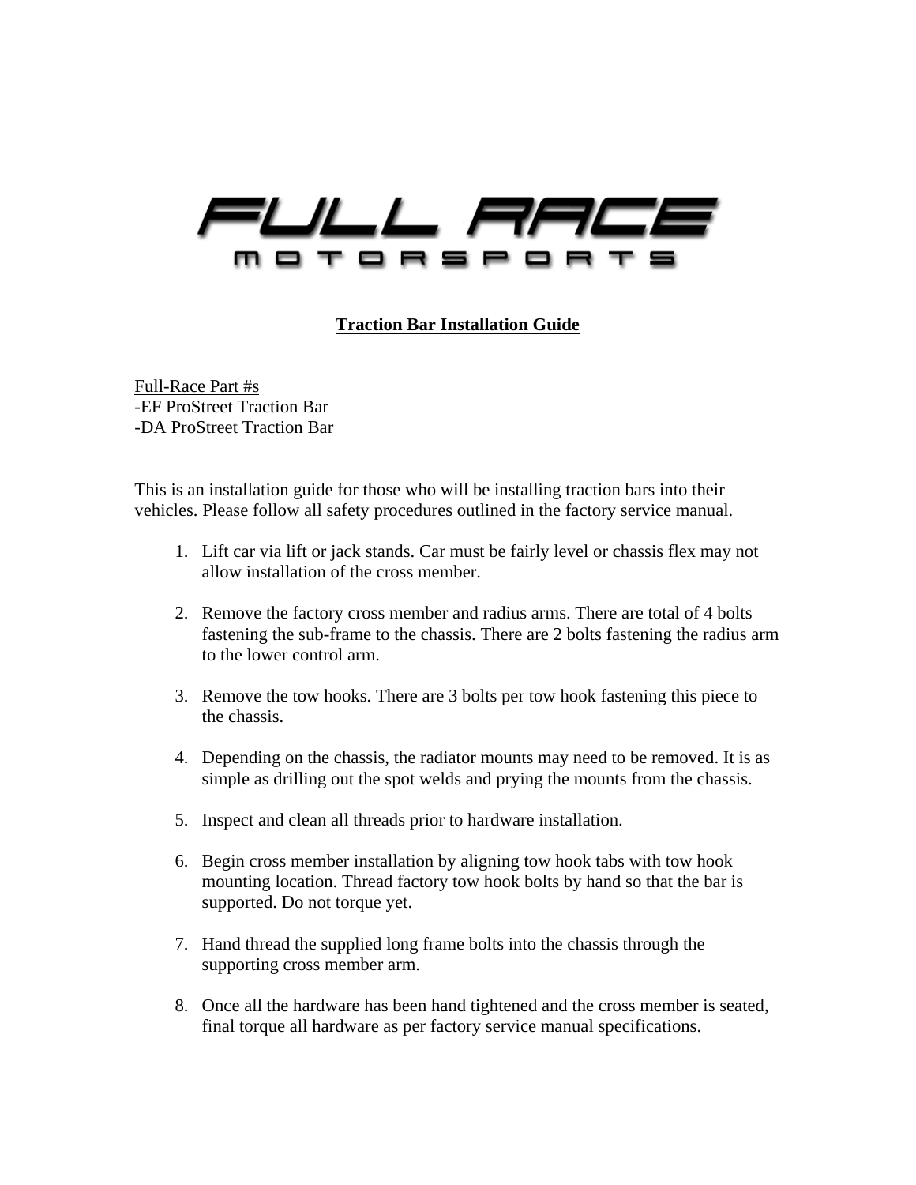FULL RACE MOTORSPORTS

# Traction Bar Installation Guide

Full-Race Part #s
-EF ProStreet Traction Bar
-DA ProStreet Traction Bar

This is an installation guide for those who will be installing traction bars into their vehicles. Please follow all safety procedures outlined in the factory service manual.

1. Lift car via lift or jack stands. Car must be fairly level or chassis flex may not allow installation of the cross member.

2. Remove the factory cross member and radius arms. There are total of 4 bolts fastening the sub-frame to the chassis. There are 2 bolts fastening the radius arm to the lower control arm.

3. Remove the tow hooks. There are 3 bolts per tow hook fastening this piece to the chassis.

4. Depending on the chassis, the radiator mounts may need to be removed. It is as simple as drilling out the spot welds and prying the mounts from the chassis.

5. Inspect and clean all threads prior to hardware installation.

6. Begin cross member installation by aligning tow hook tabs with tow hook mounting location. Thread factory tow hook bolts by hand so that the bar is supported. Do not torque yet.

7. Hand thread the supplied long frame bolts into the chassis through the supporting cross member arm.

8. Once all the hardware has been hand tightened and the cross member is seated, final torque all hardware as per factory service manual specifications.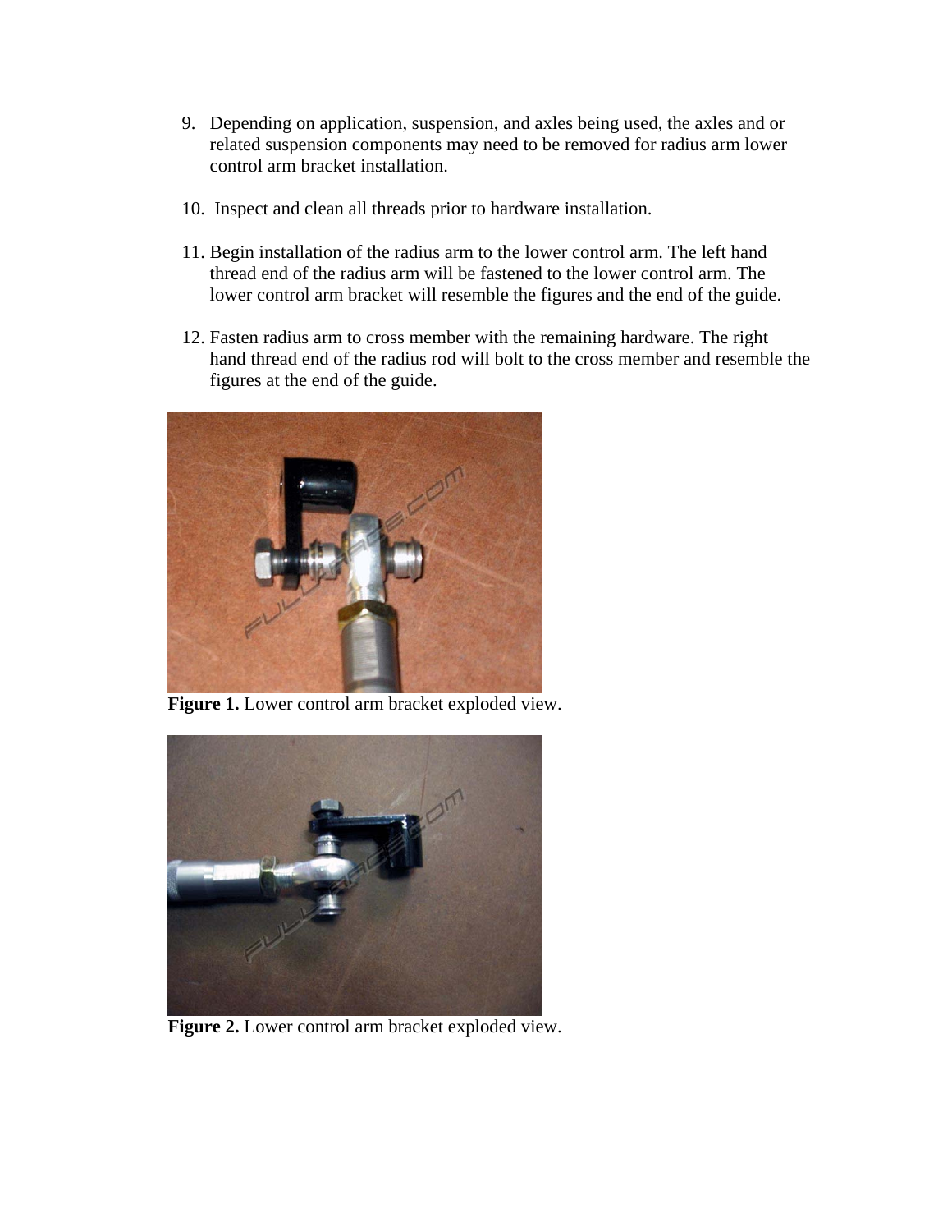9. Depending on application, suspension, and axles being used, the axles and or related suspension components may need to be removed for radius arm lower control arm bracket installation.

10. Inspect and clean all threads prior to hardware installation.

11. Begin installation of the radius arm to the lower control arm. The left hand thread end of the radius arm will be fastened to the lower control arm. The lower control arm bracket will resemble the figures and the end of the guide.

12. Fasten radius arm to cross member with the remaining hardware. The right hand thread end of the radius rod will bolt to the cross member and resemble the figures at the end of the guide.

**Figure 1.** Lower control arm bracket exploded view.

**Figure 2.** Lower control arm bracket exploded view.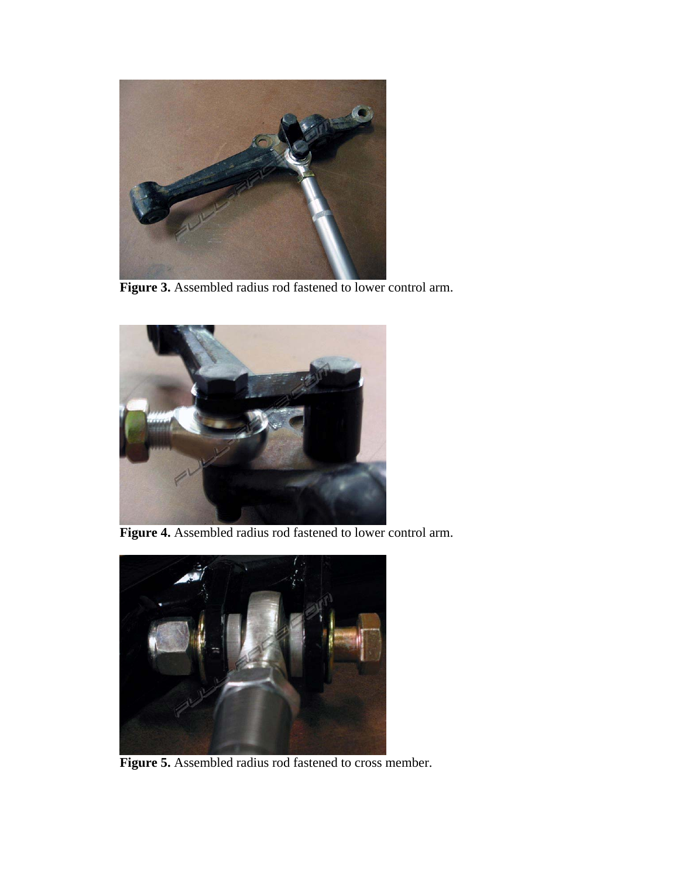**Figure 3.** Assembled radius rod fastened to lower control arm.

**Figure 4.** Assembled radius rod fastened to lower control arm.

**Figure 5.** Assembled radius rod fastened to cross member.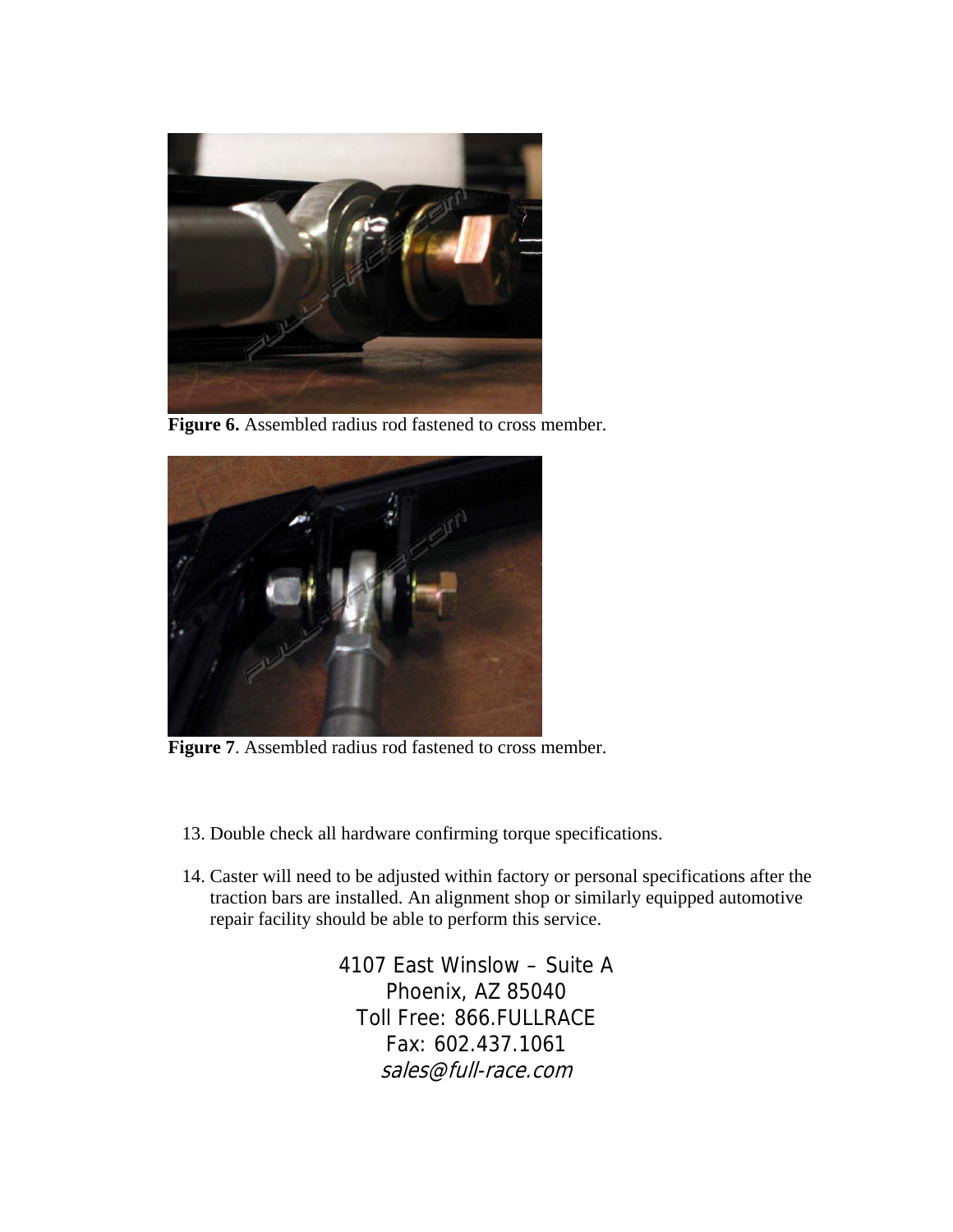**Figure 6.** Assembled radius rod fastened to cross member.

**Figure 7**. Assembled radius rod fastened to cross member.

13. Double check all hardware confirming torque specifications.

14. Caster will need to be adjusted within factory or personal specifications after the traction bars are installed. An alignment shop or similarly equipped automotive repair facility should be able to perform this service.

4107 East Winslow – Suite A
Phoenix, AZ 85040
Toll Free: 866.FULLRACE
Fax: 602.437.1061
*sales@full-race.com*